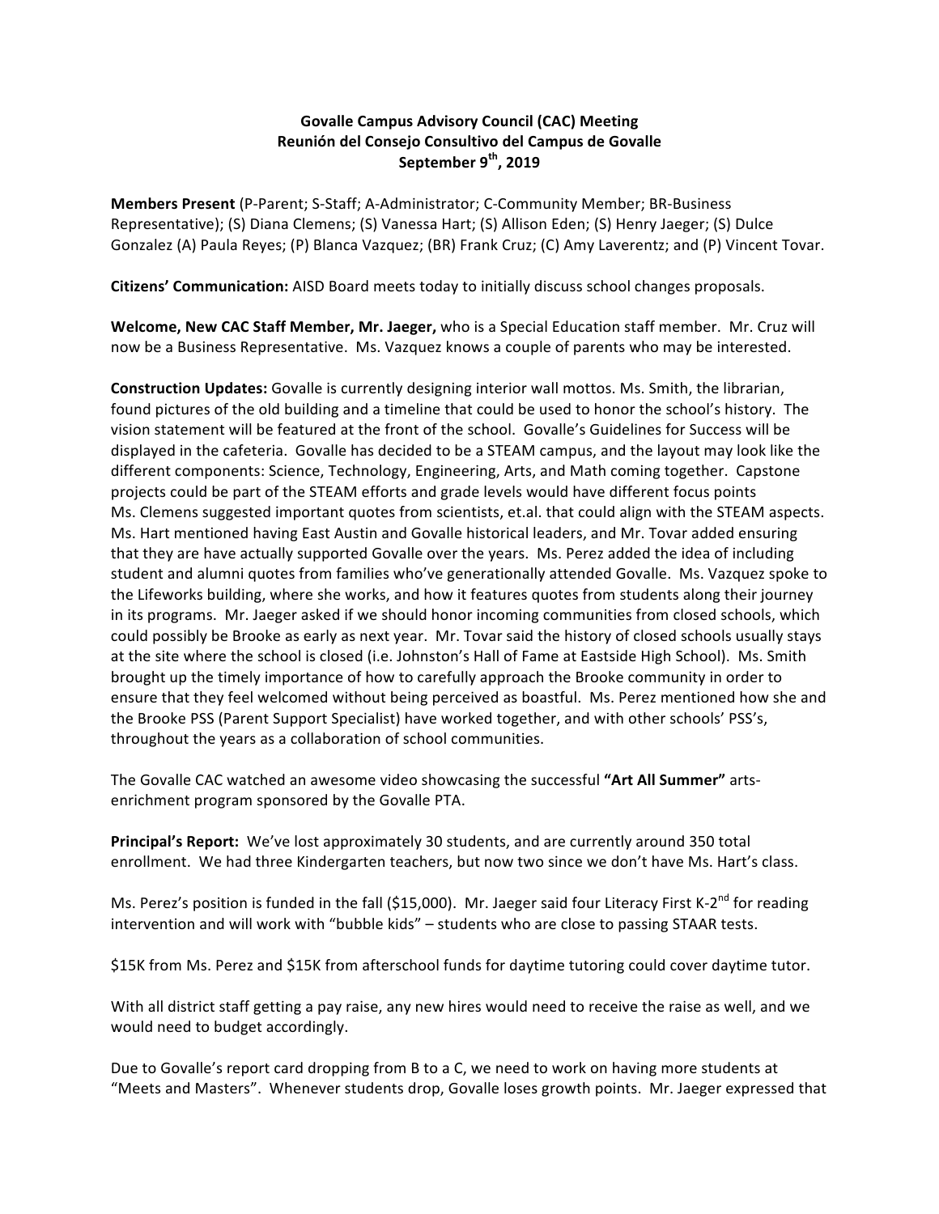# Govalle Campus Advisory Council (CAC) Meeting
# Reunión del Consejo Consultivo del Campus de Govalle
## September 9th, 2019

**Members Present** (P-Parent; S-Staff; A-Administrator; C-Community Member; BR-Business Representative); (S) Diana Clemens; (S) Vanessa Hart; (S) Allison Eden; (S) Henry Jaeger; (S) Dulce Gonzalez (A) Paula Reyes; (P) Blanca Vazquez; (BR) Frank Cruz; (C) Amy Laverentz; and (P) Vincent Tovar.

**Citizens' Communication:** AISD Board meets today to initially discuss school changes proposals.

**Welcome, New CAC Staff Member, Mr. Jaeger,** who is a Special Education staff member. Mr. Cruz will now be a Business Representative. Ms. Vazquez knows a couple of parents who may be interested.

**Construction Updates:** Govalle is currently designing interior wall mottos. Ms. Smith, the librarian, found pictures of the old building and a timeline that could be used to honor the school's history. The vision statement will be featured at the front of the school. Govalle's Guidelines for Success will be displayed in the cafeteria. Govalle has decided to be a STEAM campus, and the layout may look like the different components: Science, Technology, Engineering, Arts, and Math coming together. Capstone projects could be part of the STEAM efforts and grade levels would have different focus points Ms. Clemens suggested important quotes from scientists, et.al. that could align with the STEAM aspects. Ms. Hart mentioned having East Austin and Govalle historical leaders, and Mr. Tovar added ensuring that they are have actually supported Govalle over the years. Ms. Perez added the idea of including student and alumni quotes from families who've generationally attended Govalle. Ms. Vazquez spoke to the Lifeworks building, where she works, and how it features quotes from students along their journey in its programs. Mr. Jaeger asked if we should honor incoming communities from closed schools, which could possibly be Brooke as early as next year. Mr. Tovar said the history of closed schools usually stays at the site where the school is closed (i.e. Johnston's Hall of Fame at Eastside High School). Ms. Smith brought up the timely importance of how to carefully approach the Brooke community in order to ensure that they feel welcomed without being perceived as boastful. Ms. Perez mentioned how she and the Brooke PSS (Parent Support Specialist) have worked together, and with other schools' PSS's, throughout the years as a collaboration of school communities.

The Govalle CAC watched an awesome video showcasing the successful **"Art All Summer"** arts-enrichment program sponsored by the Govalle PTA.

**Principal's Report:** We've lost approximately 30 students, and are currently around 350 total enrollment. We had three Kindergarten teachers, but now two since we don't have Ms. Hart's class.

Ms. Perez's position is funded in the fall ($15,000). Mr. Jaeger said four Literacy First K-2nd for reading intervention and will work with "bubble kids" – students who are close to passing STAAR tests.

$15K from Ms. Perez and $15K from afterschool funds for daytime tutoring could cover daytime tutor.

With all district staff getting a pay raise, any new hires would need to receive the raise as well, and we would need to budget accordingly.

Due to Govalle's report card dropping from B to a C, we need to work on having more students at "Meets and Masters". Whenever students drop, Govalle loses growth points. Mr. Jaeger expressed that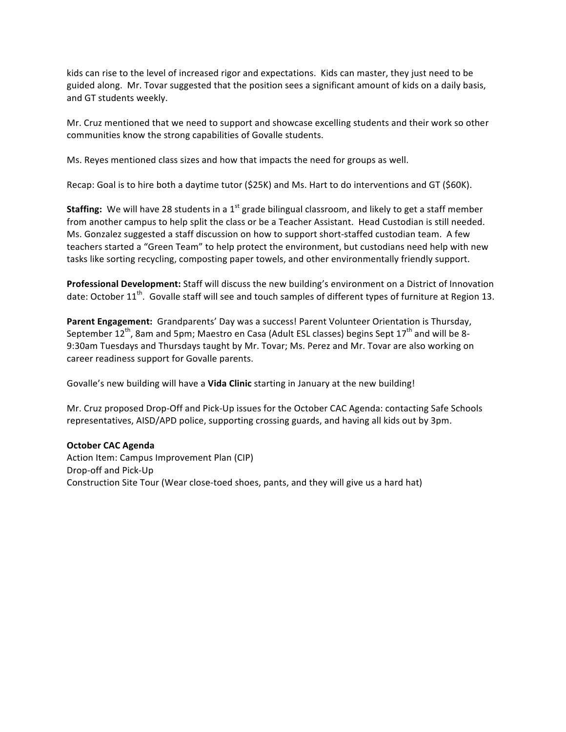kids can rise to the level of increased rigor and expectations. Kids can master, they just need to be guided along. Mr. Tovar suggested that the position sees a significant amount of kids on a daily basis, and GT students weekly.

Mr. Cruz mentioned that we need to support and showcase excelling students and their work so other communities know the strong capabilities of Govalle students.

Ms. Reyes mentioned class sizes and how that impacts the need for groups as well.

Recap: Goal is to hire both a daytime tutor ($25K) and Ms. Hart to do interventions and GT ($60K).

**Staffing:** We will have 28 students in a 1st grade bilingual classroom, and likely to get a staff member from another campus to help split the class or be a Teacher Assistant. Head Custodian is still needed. Ms. Gonzalez suggested a staff discussion on how to support short-staffed custodian team. A few teachers started a "Green Team" to help protect the environment, but custodians need help with new tasks like sorting recycling, composting paper towels, and other environmentally friendly support.

**Professional Development:** Staff will discuss the new building's environment on a District of Innovation date: October 11th. Govalle staff will see and touch samples of different types of furniture at Region 13.

**Parent Engagement:** Grandparents' Day was a success! Parent Volunteer Orientation is Thursday, September 12th, 8am and 5pm; Maestro en Casa (Adult ESL classes) begins Sept 17th and will be 8-9:30am Tuesdays and Thursdays taught by Mr. Tovar; Ms. Perez and Mr. Tovar are also working on career readiness support for Govalle parents.

Govalle's new building will have a **Vida Clinic** starting in January at the new building!

Mr. Cruz proposed Drop-Off and Pick-Up issues for the October CAC Agenda: contacting Safe Schools representatives, AISD/APD police, supporting crossing guards, and having all kids out by 3pm.

**October CAC Agenda**

Action Item: Campus Improvement Plan (CIP)
Drop-off and Pick-Up
Construction Site Tour (Wear close-toed shoes, pants, and they will give us a hard hat)